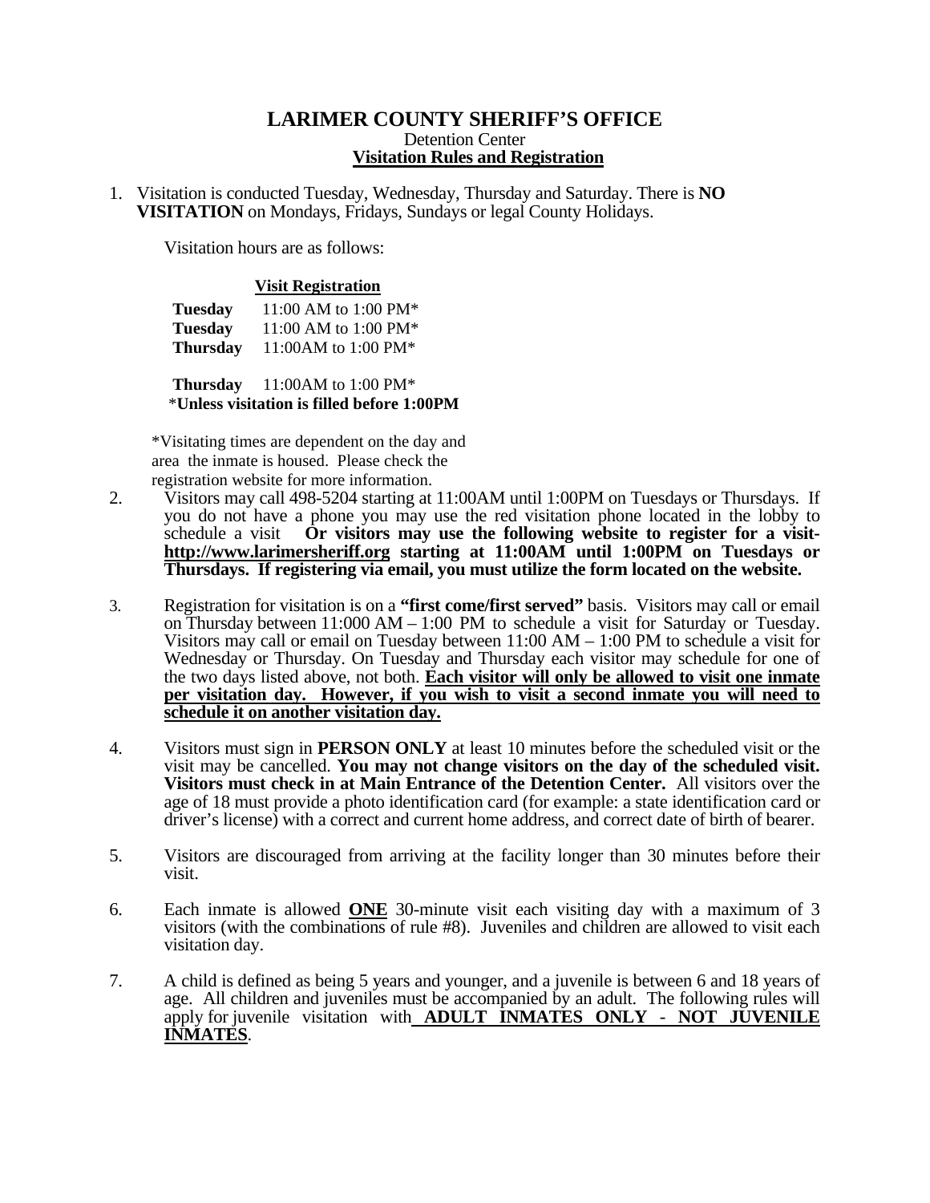# LARIMER COUNTY SHERIFF'S OFFICE

Detention Center

**Visitation Rules and Registration**

1. Visitation is conducted Tuesday, Wednesday, Thursday and Saturday. There is **NO VISITATION** on Mondays, Fridays, Sundays or legal County Holidays.

   Visitation hours are as follows:

   **Visit Registration**

   | | |
   |---|---|
   | **Tuesday** | 11:00 AM to 1:00 PM* |
   | **Tuesday** | 11:00 AM to 1:00 PM* |
   | **Thursday** | 11:00AM to 1:00 PM* |
   | **Thursday** | 11:00AM to 1:00 PM* |

   ***Unless visitation is filled before 1:00PM**

   *Visitating times are dependent on the day and area the inmate is housed. Please check the registration website for more information.

2. Visitors may call 498-5204 starting at 11:00AM until 1:00PM on Tuesdays or Thursdays. If you do not have a phone you may use the red visitation phone located in the lobby to schedule a visit **Or visitors may use the following website to register for a visit- <u>http://www.larimersheriff.org</u> starting at 11:00AM until 1:00PM on Tuesdays or Thursdays. If registering via email, you must utilize the form located on the website.**

3. Registration for visitation is on a **"first come/first served"** basis. Visitors may call or email on Thursday between 11:000 AM – 1:00 PM to schedule a visit for Saturday or Tuesday. Visitors may call or email on Tuesday between 11:00 AM – 1:00 PM to schedule a visit for Wednesday or Thursday. On Tuesday and Thursday each visitor may schedule for one of the two days listed above, not both. **<u>Each visitor will only be allowed to visit one inmate per visitation day. However, if you wish to visit a second inmate you will need to schedule it on another visitation day.</u>**

4. Visitors must sign in **PERSON ONLY** at least 10 minutes before the scheduled visit or the visit may be cancelled. **You may not change visitors on the day of the scheduled visit. Visitors must check in at Main Entrance of the Detention Center.** All visitors over the age of 18 must provide a photo identification card (for example: a state identification card or driver's license) with a correct and current home address, and correct date of birth of bearer.

5. Visitors are discouraged from arriving at the facility longer than 30 minutes before their visit.

6. Each inmate is allowed **<u>ONE</u>** 30-minute visit each visiting day with a maximum of 3 visitors (with the combinations of rule #8). Juveniles and children are allowed to visit each visitation day.

7. A child is defined as being 5 years and younger, and a juvenile is between 6 and 18 years of age. All children and juveniles must be accompanied by an adult. The following rules will apply for juvenile visitation with **<u>ADULT INMATES ONLY - NOT JUVENILE INMATES</u>**.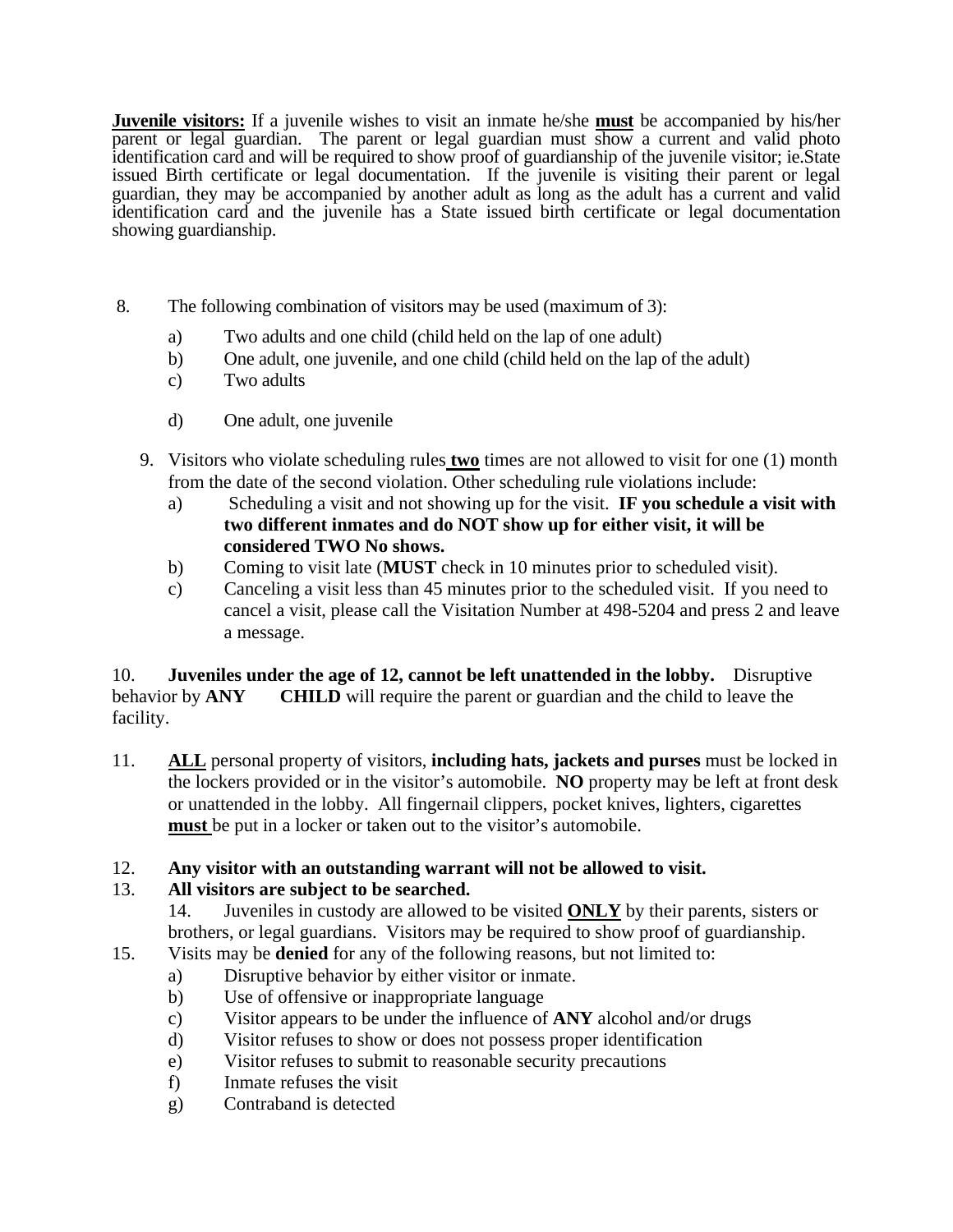**<u>Juvenile visitors:</u>** If a juvenile wishes to visit an inmate he/she **<u>must</u>** be accompanied by his/her parent or legal guardian. The parent or legal guardian must show a current and valid photo identification card and will be required to show proof of guardianship of the juvenile visitor; ie.State issued Birth certificate or legal documentation. If the juvenile is visiting their parent or legal guardian, they may be accompanied by another adult as long as the adult has a current and valid identification card and the juvenile has a State issued birth certificate or legal documentation showing guardianship.

8. The following combination of visitors may be used (maximum of 3):
   - a) Two adults and one child (child held on the lap of one adult)
   - b) One adult, one juvenile, and one child (child held on the lap of the adult)
   - c) Two adults
   - d) One adult, one juvenile

9. Visitors who violate scheduling rules **<u>two</u>** times are not allowed to visit for one (1) month from the date of the second violation. Other scheduling rule violations include:
   - a) Scheduling a visit and not showing up for the visit. **IF you schedule a visit with two different inmates and do NOT show up for either visit, it will be considered TWO No shows.**
   - b) Coming to visit late (**MUST** check in 10 minutes prior to scheduled visit).
   - c) Canceling a visit less than 45 minutes prior to the scheduled visit. If you need to cancel a visit, please call the Visitation Number at 498-5204 and press 2 and leave a message.

10. **Juveniles under the age of 12, cannot be left unattended in the lobby.** Disruptive behavior by **ANY CHILD** will require the parent or guardian and the child to leave the facility.

11. **<u>ALL</u>** personal property of visitors, **including hats, jackets and purses** must be locked in the lockers provided or in the visitor's automobile. **NO** property may be left at front desk or unattended in the lobby. All fingernail clippers, pocket knives, lighters, cigarettes **<u>must</u>** be put in a locker or taken out to the visitor's automobile.

12. **Any visitor with an outstanding warrant will not be allowed to visit.**

13. **All visitors are subject to be searched.**

14. Juveniles in custody are allowed to be visited **<u>ONLY</u>** by their parents, sisters or brothers, or legal guardians. Visitors may be required to show proof of guardianship.

15. Visits may be **denied** for any of the following reasons, but not limited to:
   - a) Disruptive behavior by either visitor or inmate.
   - b) Use of offensive or inappropriate language
   - c) Visitor appears to be under the influence of **ANY** alcohol and/or drugs
   - d) Visitor refuses to show or does not possess proper identification
   - e) Visitor refuses to submit to reasonable security precautions
   - f) Inmate refuses the visit
   - g) Contraband is detected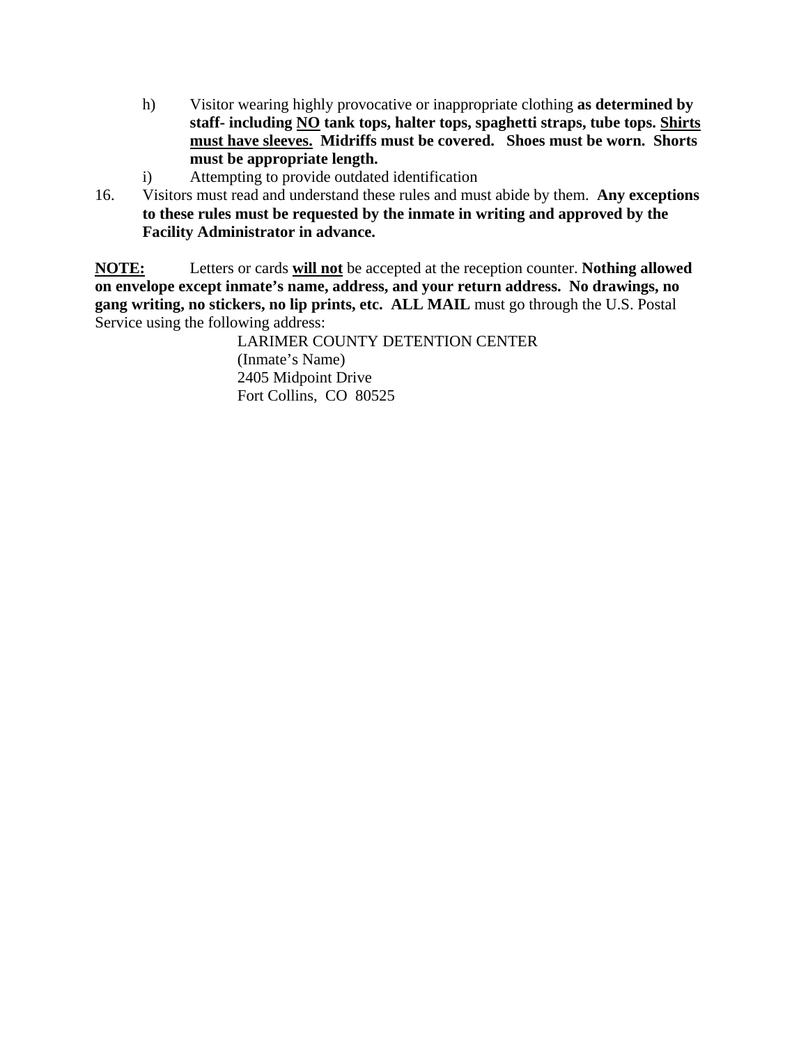h) Visitor wearing highly provocative or inappropriate clothing **as determined by staff- including <u>NO</u> tank tops, halter tops, spaghetti straps, tube tops. <u>Shirts must have sleeves.</u> Midriffs must be covered. Shoes must be worn. Shorts must be appropriate length.**

i) Attempting to provide outdated identification

16. Visitors must read and understand these rules and must abide by them. **Any exceptions to these rules must be requested by the inmate in writing and approved by the Facility Administrator in advance.**

**<u>NOTE:</u>** Letters or cards **<u>will not</u>** be accepted at the reception counter. **Nothing allowed on envelope except inmate's name, address, and your return address. No drawings, no gang writing, no stickers, no lip prints, etc. ALL MAIL** must go through the U.S. Postal Service using the following address:

LARIMER COUNTY DETENTION CENTER
(Inmate's Name)
2405 Midpoint Drive
Fort Collins, CO 80525